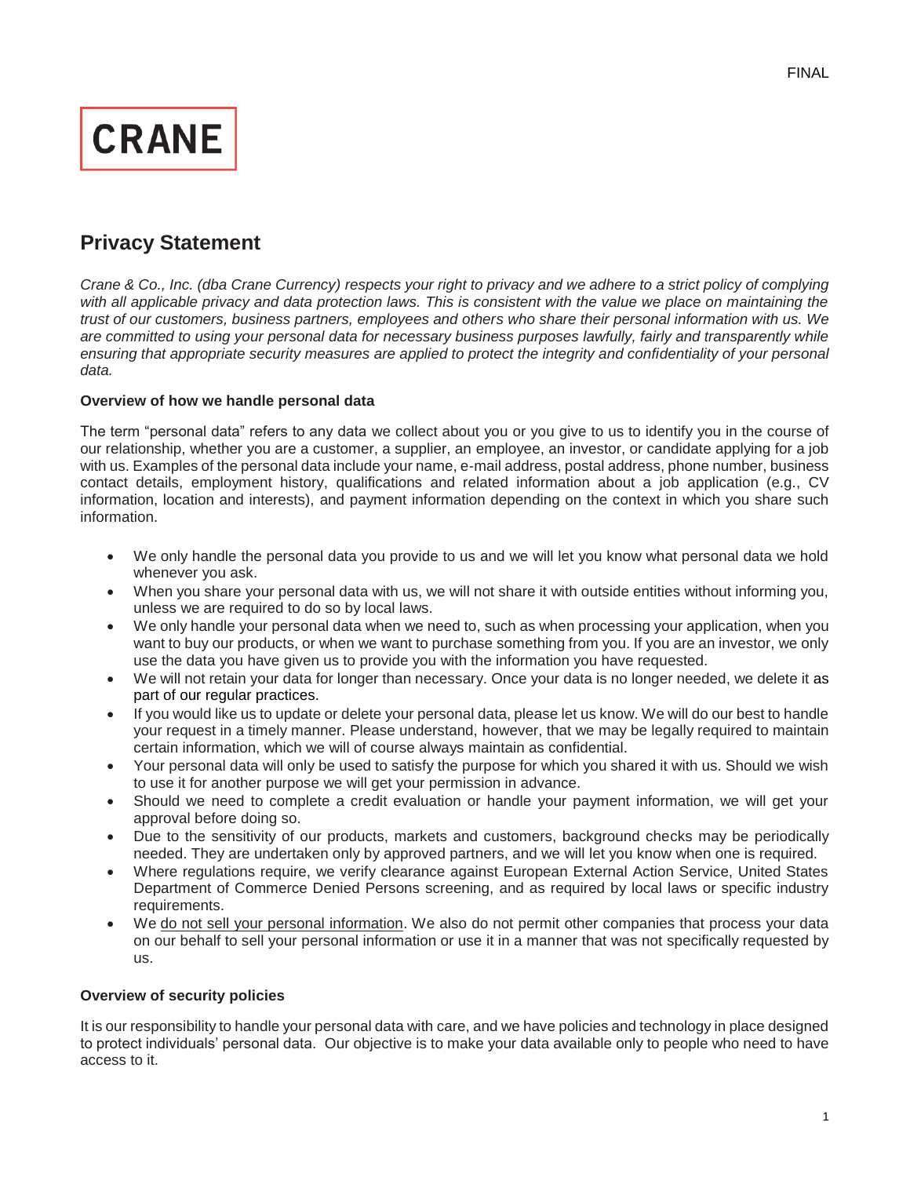FINAL

**CRANE**

# Privacy Statement

*Crane & Co., Inc. (dba Crane Currency) respects your right to privacy and we adhere to a strict policy of complying with all applicable privacy and data protection laws. This is consistent with the value we place on maintaining the trust of our customers, business partners, employees and others who share their personal information with us. We are committed to using your personal data for necessary business purposes lawfully, fairly and transparently while ensuring that appropriate security measures are applied to protect the integrity and confidentiality of your personal data.*

**Overview of how we handle personal data**

The term "personal data" refers to any data we collect about you or you give to us to identify you in the course of our relationship, whether you are a customer, a supplier, an employee, an investor, or candidate applying for a job with us. Examples of the personal data include your name, e-mail address, postal address, phone number, business contact details, employment history, qualifications and related information about a job application (e.g., CV information, location and interests), and payment information depending on the context in which you share such information.

- We only handle the personal data you provide to us and we will let you know what personal data we hold whenever you ask.
- When you share your personal data with us, we will not share it with outside entities without informing you, unless we are required to do so by local laws.
- We only handle your personal data when we need to, such as when processing your application, when you want to buy our products, or when we want to purchase something from you. If you are an investor, we only use the data you have given us to provide you with the information you have requested.
- We will not retain your data for longer than necessary. Once your data is no longer needed, we delete it as part of our regular practices.
- If you would like us to update or delete your personal data, please let us know. We will do our best to handle your request in a timely manner. Please understand, however, that we may be legally required to maintain certain information, which we will of course always maintain as confidential.
- Your personal data will only be used to satisfy the purpose for which you shared it with us. Should we wish to use it for another purpose we will get your permission in advance.
- Should we need to complete a credit evaluation or handle your payment information, we will get your approval before doing so.
- Due to the sensitivity of our products, markets and customers, background checks may be periodically needed. They are undertaken only by approved partners, and we will let you know when one is required.
- Where regulations require, we verify clearance against European External Action Service, United States Department of Commerce Denied Persons screening, and as required by local laws or specific industry requirements.
- We do not sell your personal information. We also do not permit other companies that process your data on our behalf to sell your personal information or use it in a manner that was not specifically requested by us.

**Overview of security policies**

It is our responsibility to handle your personal data with care, and we have policies and technology in place designed to protect individuals' personal data. Our objective is to make your data available only to people who need to have access to it.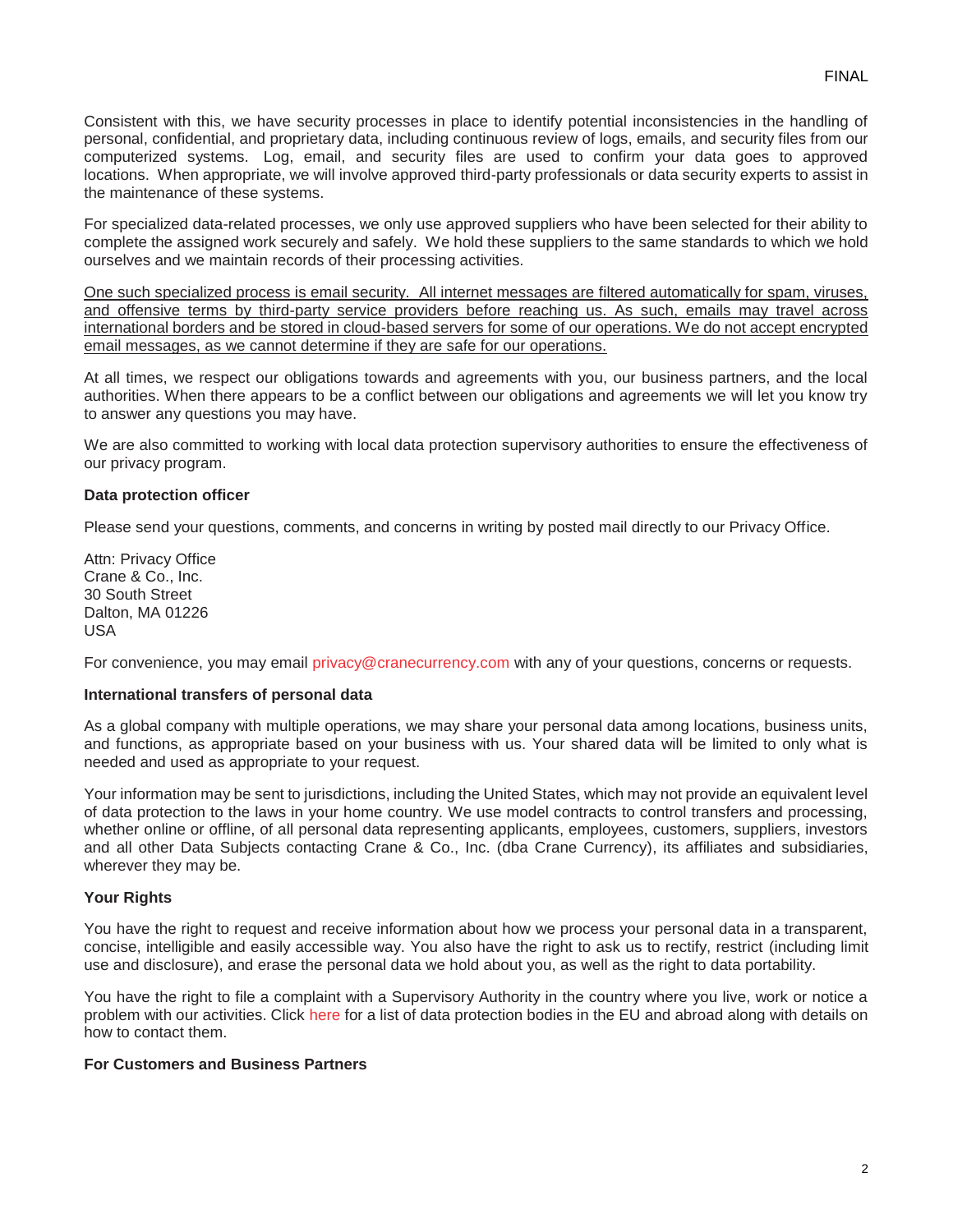Consistent with this, we have security processes in place to identify potential inconsistencies in the handling of personal, confidential, and proprietary data, including continuous review of logs, emails, and security files from our computerized systems. Log, email, and security files are used to confirm your data goes to approved locations. When appropriate, we will involve approved third-party professionals or data security experts to assist in the maintenance of these systems.

For specialized data-related processes, we only use approved suppliers who have been selected for their ability to complete the assigned work securely and safely. We hold these suppliers to the same standards to which we hold ourselves and we maintain records of their processing activities.

<u>One such specialized process is email security. All internet messages are filtered automatically for spam, viruses, and offensive terms by third-party service providers before reaching us. As such, emails may travel across international borders and be stored in cloud-based servers for some of our operations. We do not accept encrypted email messages, as we cannot determine if they are safe for our operations.</u>

At all times, we respect our obligations towards and agreements with you, our business partners, and the local authorities. When there appears to be a conflict between our obligations and agreements we will let you know try to answer any questions you may have.

We are also committed to working with local data protection supervisory authorities to ensure the effectiveness of our privacy program.

**Data protection officer**

Please send your questions, comments, and concerns in writing by posted mail directly to our Privacy Office.

Attn: Privacy Office
Crane & Co., Inc.
30 South Street
Dalton, MA 01226
USA

For convenience, you may email privacy@cranecurrency.com with any of your questions, concerns or requests.

**International transfers of personal data**

As a global company with multiple operations, we may share your personal data among locations, business units, and functions, as appropriate based on your business with us. Your shared data will be limited to only what is needed and used as appropriate to your request.

Your information may be sent to jurisdictions, including the United States, which may not provide an equivalent level of data protection to the laws in your home country. We use model contracts to control transfers and processing, whether online or offline, of all personal data representing applicants, employees, customers, suppliers, investors and all other Data Subjects contacting Crane & Co., Inc. (dba Crane Currency), its affiliates and subsidiaries, wherever they may be.

**Your Rights**

You have the right to request and receive information about how we process your personal data in a transparent, concise, intelligible and easily accessible way. You also have the right to ask us to rectify, restrict (including limit use and disclosure), and erase the personal data we hold about you, as well as the right to data portability.

You have the right to file a complaint with a Supervisory Authority in the country where you live, work or notice a problem with our activities. Click here for a list of data protection bodies in the EU and abroad along with details on how to contact them.

**For Customers and Business Partners**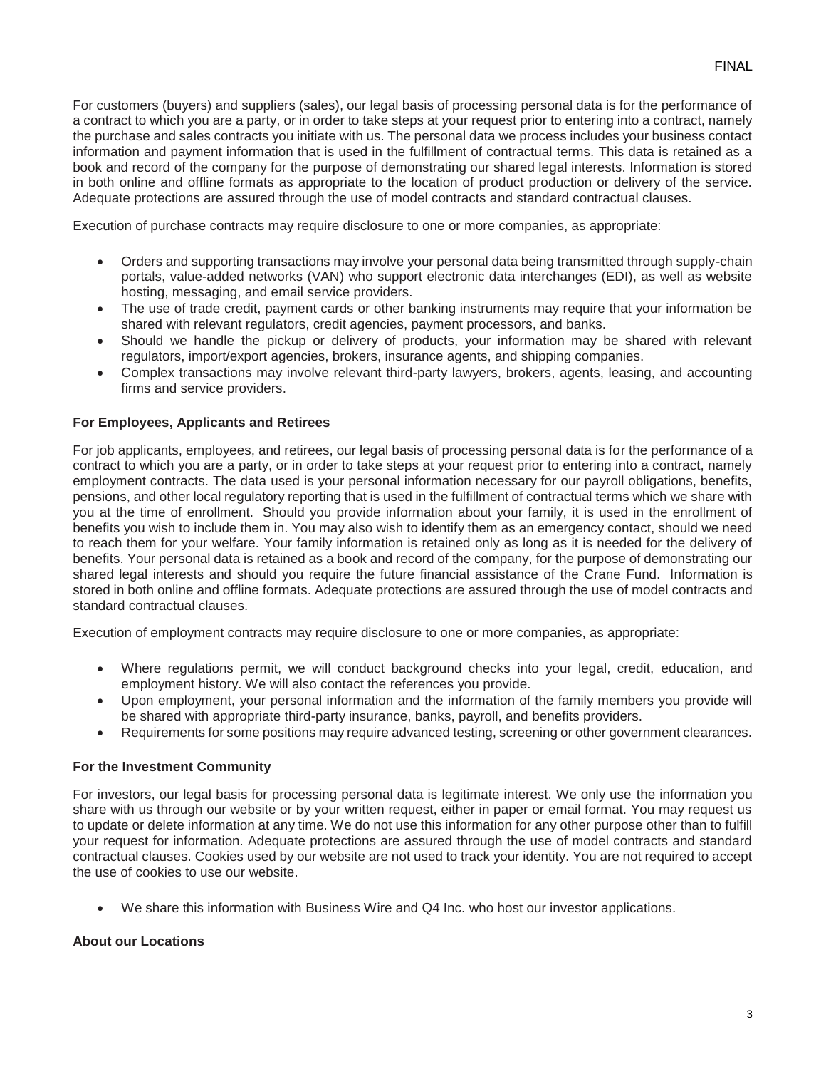For customers (buyers) and suppliers (sales), our legal basis of processing personal data is for the performance of a contract to which you are a party, or in order to take steps at your request prior to entering into a contract, namely the purchase and sales contracts you initiate with us. The personal data we process includes your business contact information and payment information that is used in the fulfillment of contractual terms. This data is retained as a book and record of the company for the purpose of demonstrating our shared legal interests. Information is stored in both online and offline formats as appropriate to the location of product production or delivery of the service. Adequate protections are assured through the use of model contracts and standard contractual clauses.

Execution of purchase contracts may require disclosure to one or more companies, as appropriate:

- Orders and supporting transactions may involve your personal data being transmitted through supply-chain portals, value-added networks (VAN) who support electronic data interchanges (EDI), as well as website hosting, messaging, and email service providers.
- The use of trade credit, payment cards or other banking instruments may require that your information be shared with relevant regulators, credit agencies, payment processors, and banks.
- Should we handle the pickup or delivery of products, your information may be shared with relevant regulators, import/export agencies, brokers, insurance agents, and shipping companies.
- Complex transactions may involve relevant third-party lawyers, brokers, agents, leasing, and accounting firms and service providers.

### For Employees, Applicants and Retirees

For job applicants, employees, and retirees, our legal basis of processing personal data is for the performance of a contract to which you are a party, or in order to take steps at your request prior to entering into a contract, namely employment contracts. The data used is your personal information necessary for our payroll obligations, benefits, pensions, and other local regulatory reporting that is used in the fulfillment of contractual terms which we share with you at the time of enrollment. Should you provide information about your family, it is used in the enrollment of benefits you wish to include them in. You may also wish to identify them as an emergency contact, should we need to reach them for your welfare. Your family information is retained only as long as it is needed for the delivery of benefits. Your personal data is retained as a book and record of the company, for the purpose of demonstrating our shared legal interests and should you require the future financial assistance of the Crane Fund. Information is stored in both online and offline formats. Adequate protections are assured through the use of model contracts and standard contractual clauses.

Execution of employment contracts may require disclosure to one or more companies, as appropriate:

- Where regulations permit, we will conduct background checks into your legal, credit, education, and employment history. We will also contact the references you provide.
- Upon employment, your personal information and the information of the family members you provide will be shared with appropriate third-party insurance, banks, payroll, and benefits providers.
- Requirements for some positions may require advanced testing, screening or other government clearances.

### For the Investment Community

For investors, our legal basis for processing personal data is legitimate interest. We only use the information you share with us through our website or by your written request, either in paper or email format. You may request us to update or delete information at any time. We do not use this information for any other purpose other than to fulfill your request for information. Adequate protections are assured through the use of model contracts and standard contractual clauses. Cookies used by our website are not used to track your identity. You are not required to accept the use of cookies to use our website.

- We share this information with Business Wire and Q4 Inc. who host our investor applications.

### About our Locations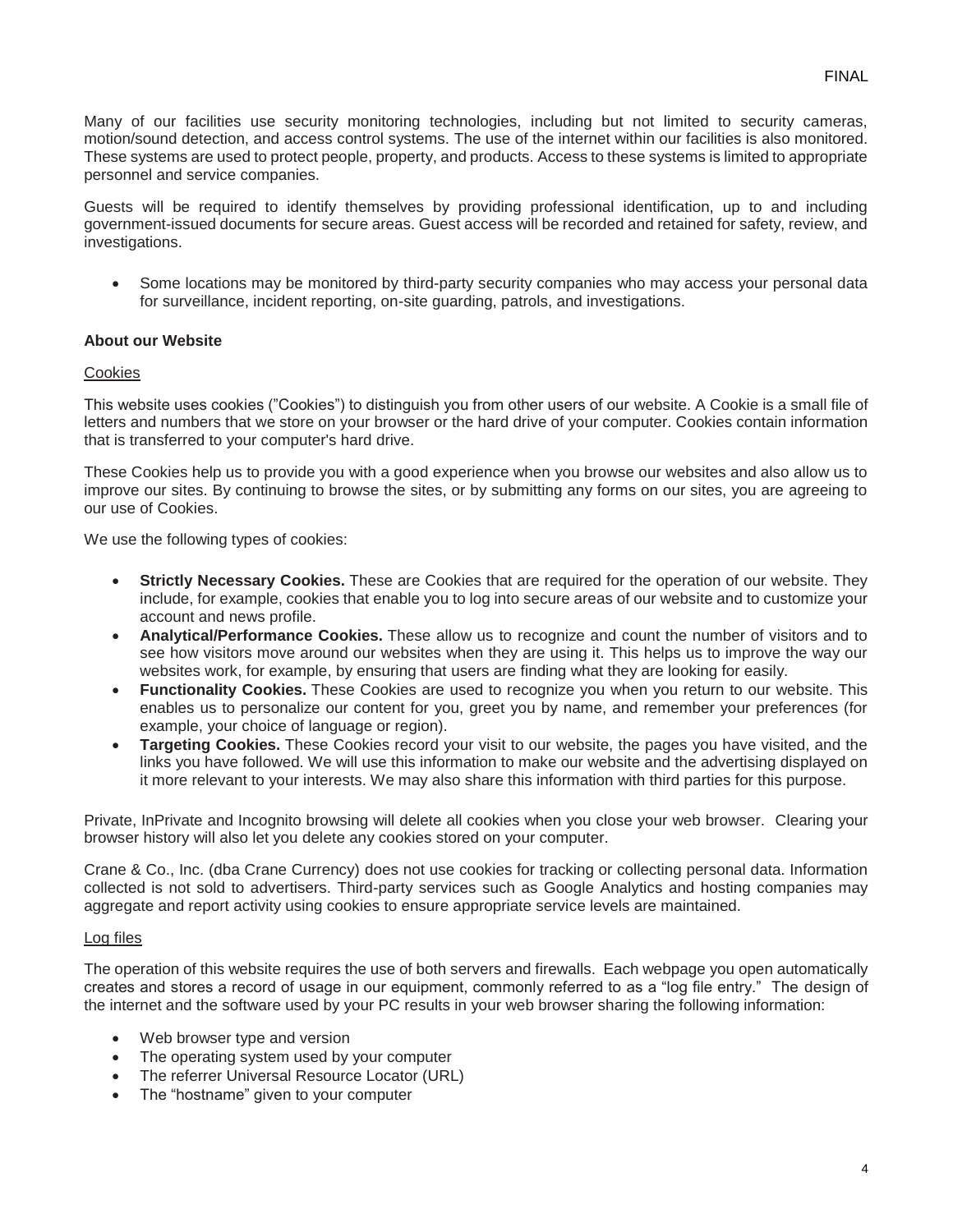Many of our facilities use security monitoring technologies, including but not limited to security cameras, motion/sound detection, and access control systems. The use of the internet within our facilities is also monitored. These systems are used to protect people, property, and products. Access to these systems is limited to appropriate personnel and service companies.

Guests will be required to identify themselves by providing professional identification, up to and including government-issued documents for secure areas. Guest access will be recorded and retained for safety, review, and investigations.

- Some locations may be monitored by third-party security companies who may access your personal data for surveillance, incident reporting, on-site guarding, patrols, and investigations.

**About our Website**

Cookies

This website uses cookies ("Cookies") to distinguish you from other users of our website. A Cookie is a small file of letters and numbers that we store on your browser or the hard drive of your computer. Cookies contain information that is transferred to your computer's hard drive.

These Cookies help us to provide you with a good experience when you browse our websites and also allow us to improve our sites. By continuing to browse the sites, or by submitting any forms on our sites, you are agreeing to our use of Cookies.

We use the following types of cookies:

- **Strictly Necessary Cookies.** These are Cookies that are required for the operation of our website. They include, for example, cookies that enable you to log into secure areas of our website and to customize your account and news profile.
- **Analytical/Performance Cookies.** These allow us to recognize and count the number of visitors and to see how visitors move around our websites when they are using it. This helps us to improve the way our websites work, for example, by ensuring that users are finding what they are looking for easily.
- **Functionality Cookies.** These Cookies are used to recognize you when you return to our website. This enables us to personalize our content for you, greet you by name, and remember your preferences (for example, your choice of language or region).
- **Targeting Cookies.** These Cookies record your visit to our website, the pages you have visited, and the links you have followed. We will use this information to make our website and the advertising displayed on it more relevant to your interests. We may also share this information with third parties for this purpose.

Private, InPrivate and Incognito browsing will delete all cookies when you close your web browser. Clearing your browser history will also let you delete any cookies stored on your computer.

Crane & Co., Inc. (dba Crane Currency) does not use cookies for tracking or collecting personal data. Information collected is not sold to advertisers. Third-party services such as Google Analytics and hosting companies may aggregate and report activity using cookies to ensure appropriate service levels are maintained.

Log files

The operation of this website requires the use of both servers and firewalls. Each webpage you open automatically creates and stores a record of usage in our equipment, commonly referred to as a "log file entry." The design of the internet and the software used by your PC results in your web browser sharing the following information:

- Web browser type and version
- The operating system used by your computer
- The referrer Universal Resource Locator (URL)
- The "hostname" given to your computer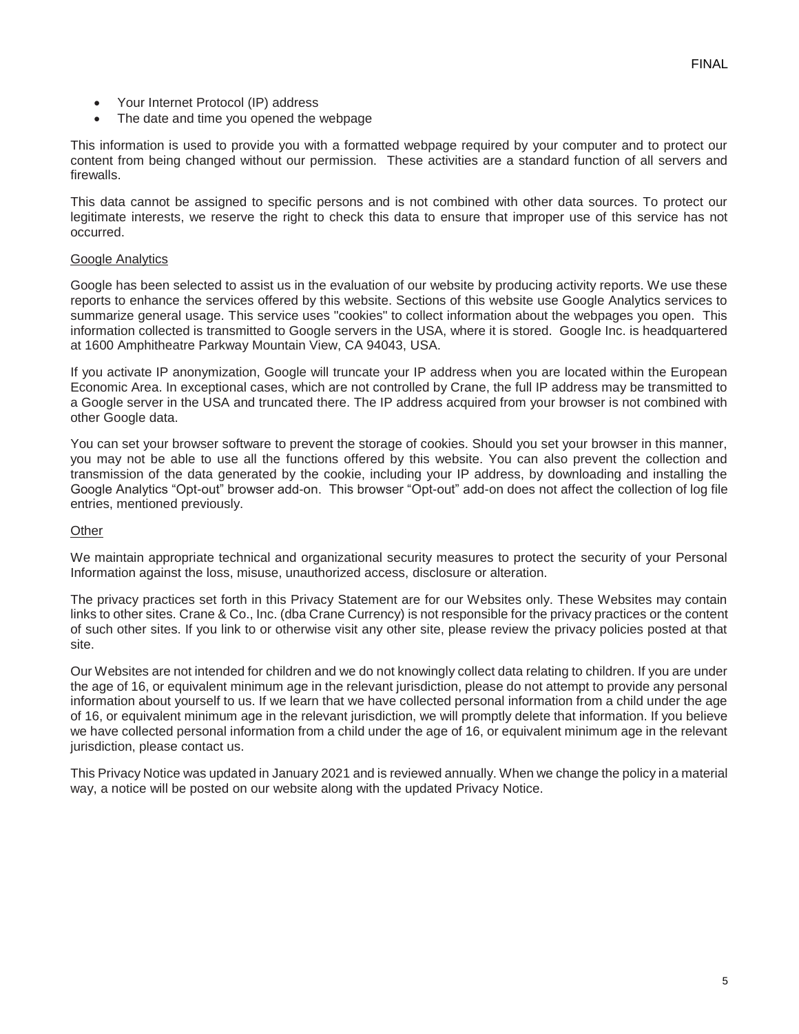- Your Internet Protocol (IP) address
- The date and time you opened the webpage

This information is used to provide you with a formatted webpage required by your computer and to protect our content from being changed without our permission. These activities are a standard function of all servers and firewalls.

This data cannot be assigned to specific persons and is not combined with other data sources. To protect our legitimate interests, we reserve the right to check this data to ensure that improper use of this service has not occurred.

Google Analytics

Google has been selected to assist us in the evaluation of our website by producing activity reports. We use these reports to enhance the services offered by this website. Sections of this website use Google Analytics services to summarize general usage. This service uses "cookies" to collect information about the webpages you open. This information collected is transmitted to Google servers in the USA, where it is stored. Google Inc. is headquartered at 1600 Amphitheatre Parkway Mountain View, CA 94043, USA.

If you activate IP anonymization, Google will truncate your IP address when you are located within the European Economic Area. In exceptional cases, which are not controlled by Crane, the full IP address may be transmitted to a Google server in the USA and truncated there. The IP address acquired from your browser is not combined with other Google data.

You can set your browser software to prevent the storage of cookies. Should you set your browser in this manner, you may not be able to use all the functions offered by this website. You can also prevent the collection and transmission of the data generated by the cookie, including your IP address, by downloading and installing the Google Analytics "Opt-out" browser add-on. This browser "Opt-out" add-on does not affect the collection of log file entries, mentioned previously.

Other

We maintain appropriate technical and organizational security measures to protect the security of your Personal Information against the loss, misuse, unauthorized access, disclosure or alteration.

The privacy practices set forth in this Privacy Statement are for our Websites only. These Websites may contain links to other sites. Crane & Co., Inc. (dba Crane Currency) is not responsible for the privacy practices or the content of such other sites. If you link to or otherwise visit any other site, please review the privacy policies posted at that site.

Our Websites are not intended for children and we do not knowingly collect data relating to children. If you are under the age of 16, or equivalent minimum age in the relevant jurisdiction, please do not attempt to provide any personal information about yourself to us. If we learn that we have collected personal information from a child under the age of 16, or equivalent minimum age in the relevant jurisdiction, we will promptly delete that information. If you believe we have collected personal information from a child under the age of 16, or equivalent minimum age in the relevant jurisdiction, please contact us.

This Privacy Notice was updated in January 2021 and is reviewed annually. When we change the policy in a material way, a notice will be posted on our website along with the updated Privacy Notice.